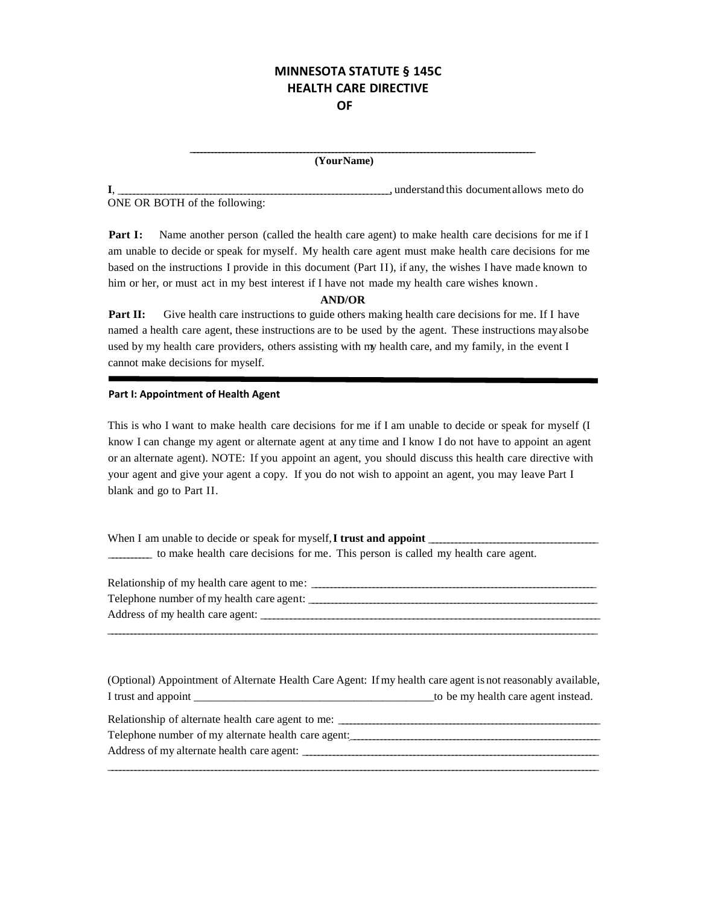# MINNESOTA STATUTE § 145C
# HEALTH CARE DIRECTIVE
# OF

______________________________________________________________________________
**(YourName)**

**I**, ____________________________________________________________, understand this document allows me to do ONE OR BOTH of the following:

**Part I:** Name another person (called the health care agent) to make health care decisions for me if I am unable to decide or speak for myself. My health care agent must make health care decisions for me based on the instructions I provide in this document (Part II), if any, the wishes I have made known to him or her, or must act in my best interest if I have not made my health care wishes known.

**AND/OR**

**Part II:** Give health care instructions to guide others making health care decisions for me. If I have named a health care agent, these instructions are to be used by the agent. These instructions may also be used by my health care providers, others assisting with my health care, and my family, in the event I cannot make decisions for myself.

---

### Part I: Appointment of Health Agent

This is who I want to make health care decisions for me if I am unable to decide or speak for myself (I know I can change my agent or alternate agent at any time and I know I do not have to appoint an agent or an alternate agent). NOTE: If you appoint an agent, you should discuss this health care directive with your agent and give your agent a copy. If you do not wish to appoint an agent, you may leave Part I blank and go to Part II.

When I am unable to decide or speak for myself, **I trust and appoint** ____________________________________ _________ to make health care decisions for me. This person is called my health care agent.

Relationship of my health care agent to me: ____________________________________________________________
Telephone number of my health care agent: ____________________________________________________________
Address of my health care agent: ______________________________________________________________________
______________________________________________________________________________________________________

(Optional) Appointment of Alternate Health Care Agent: If my health care agent is not reasonably available, I trust and appoint ___________________________________________to be my health care agent instead.

Relationship of alternate health care agent to me: ______________________________________________________
Telephone number of my alternate health care agent:____________________________________________________
Address of my alternate health care agent: ____________________________________________________________
______________________________________________________________________________________________________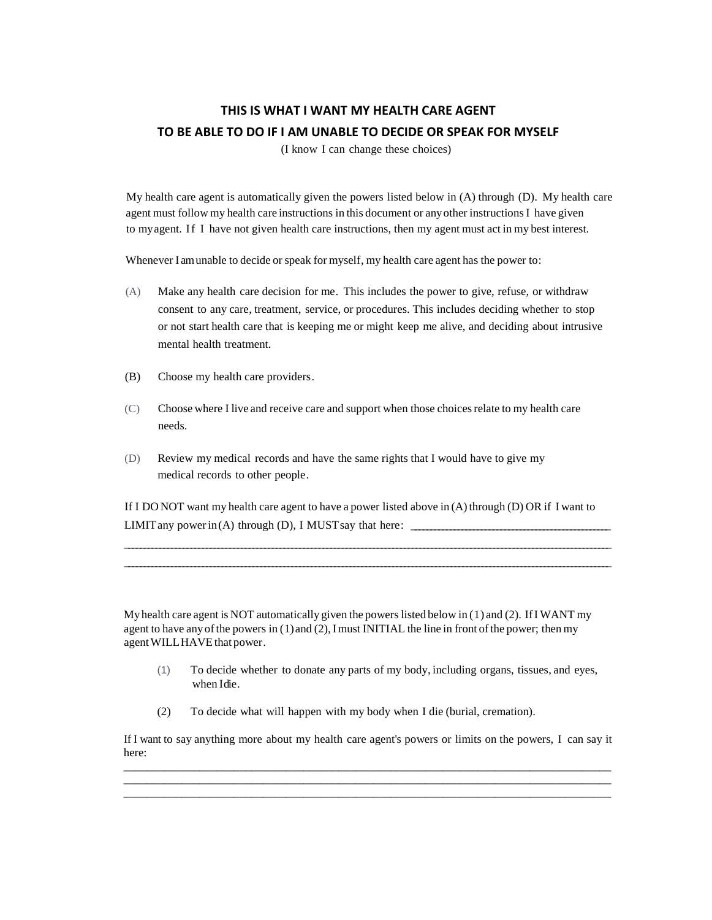# THIS IS WHAT I WANT MY HEALTH CARE AGENT TO BE ABLE TO DO IF I AM UNABLE TO DECIDE OR SPEAK FOR MYSELF

(I know I can change these choices)

My health care agent is automatically given the powers listed below in (A) through (D). My health care agent must follow my health care instructions in this document or any other instructions I have given to my agent. If I have not given health care instructions, then my agent must act in my best interest.

Whenever I am unable to decide or speak for myself, my health care agent has the power to:

(A) Make any health care decision for me. This includes the power to give, refuse, or withdraw consent to any care, treatment, service, or procedures. This includes deciding whether to stop or not start health care that is keeping me or might keep me alive, and deciding about intrusive mental health treatment.

(B) Choose my health care providers.

(C) Choose where I live and receive care and support when those choices relate to my health care needs.

(D) Review my medical records and have the same rights that I would have to give my medical records to other people.

If I DO NOT want my health care agent to have a power listed above in (A) through (D) OR if I want to LIMIT any power in (A) through (D), I MUST say that here: ______________________________________________

_______________________________________________________________________________________

_______________________________________________________________________________________

My health care agent is NOT automatically given the powers listed below in (1) and (2). If I WANT my agent to have any of the powers in (1) and (2), I must INITIAL the line in front of the power; then my agent WILL HAVE that power.

(1) To decide whether to donate any parts of my body, including organs, tissues, and eyes, when I die.

(2) To decide what will happen with my body when I die (burial, cremation).

If I want to say anything more about my health care agent's powers or limits on the powers, I can say it here:

_______________________________________________________________________________________

_______________________________________________________________________________________

_______________________________________________________________________________________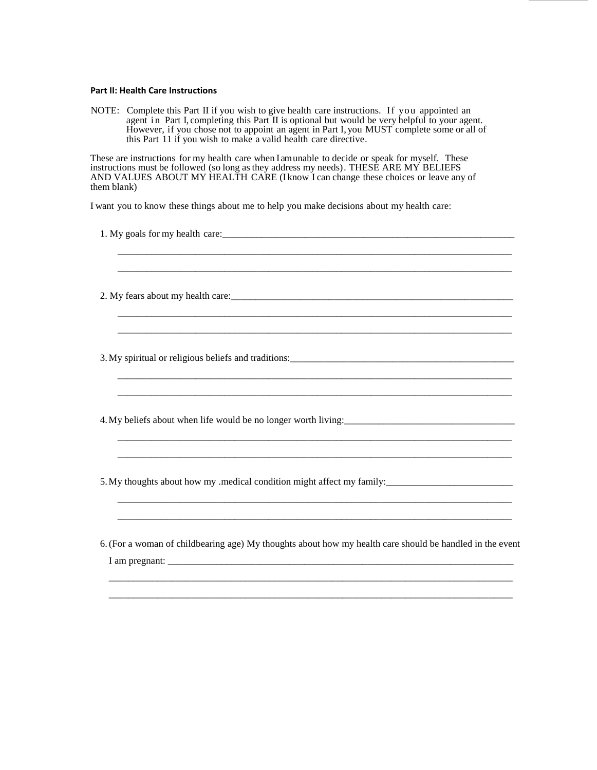**Part II: Health Care Instructions**

NOTE: Complete this Part II if you wish to give health care instructions. If you appointed an agent in Part I, completing this Part II is optional but would be very helpful to your agent. However, if you chose not to appoint an agent in Part I, you MUST complete some or all of this Part 11 if you wish to make a valid health care directive.

These are instructions for my health care when I am unable to decide or speak for myself. These instructions must be followed (so long as they address my needs). THESE ARE MY BELIEFS AND VALUES ABOUT MY HEALTH CARE (I know I can change these choices or leave any of them blank)

I want you to know these things about me to help you make decisions about my health care:

1. My goals for my health care:_______________________________________________________________

_____________________________________________________________________________

_____________________________________________________________________________

2. My fears about my health care:_____________________________________________________________

_____________________________________________________________________________

_____________________________________________________________________________

3. My spiritual or religious beliefs and traditions:_______________________________________________

_____________________________________________________________________________

_____________________________________________________________________________

4. My beliefs about when life would be no longer worth living:_____________________________________

_____________________________________________________________________________

_____________________________________________________________________________

5. My thoughts about how my .medical condition might affect my family:_____________________________

_____________________________________________________________________________

_____________________________________________________________________________

6. (For a woman of childbearing age) My thoughts about how my health care should be handled in the event I am pregnant: ________________________________________________________________________

_____________________________________________________________________________

_____________________________________________________________________________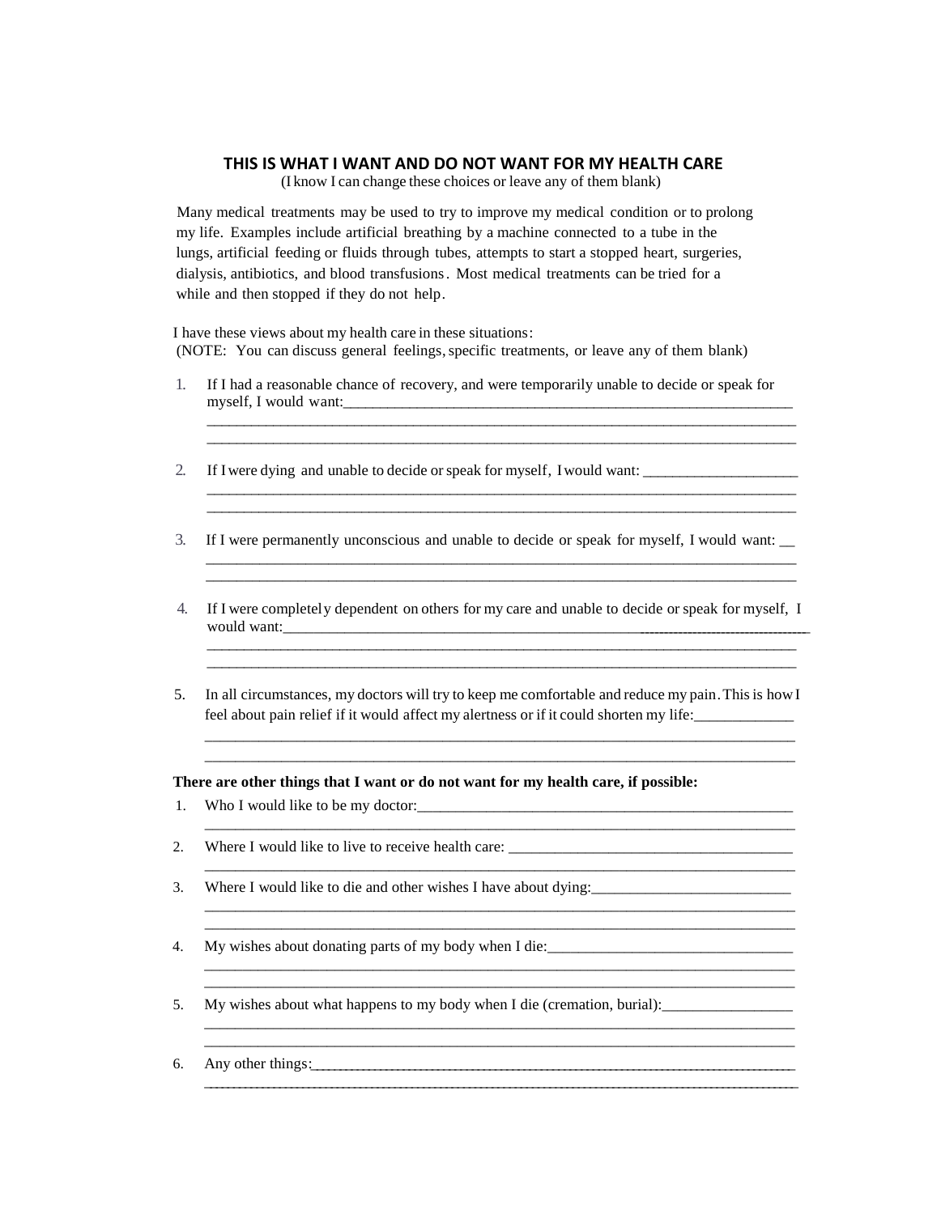# THIS IS WHAT I WANT AND DO NOT WANT FOR MY HEALTH CARE

(I know I can change these choices or leave any of them blank)

Many medical treatments may be used to try to improve my medical condition or to prolong my life. Examples include artificial breathing by a machine connected to a tube in the lungs, artificial feeding or fluids through tubes, attempts to start a stopped heart, surgeries, dialysis, antibiotics, and blood transfusions. Most medical treatments can be tried for a while and then stopped if they do not help.

I have these views about my health care in these situations:
(NOTE: You can discuss general feelings, specific treatments, or leave any of them blank)

1. If I had a reasonable chance of recovery, and were temporarily unable to decide or speak for myself, I would want:_______________________________________________________________
_______________________________________________________________________________
_______________________________________________________________________________

2. If I were dying and unable to decide or speak for myself, I would want: ____________________
_______________________________________________________________________________
_______________________________________________________________________________

3. If I were permanently unconscious and unable to decide or speak for myself, I would want: __
_______________________________________________________________________________
_______________________________________________________________________________

4. If I were completely dependent on others for my care and unable to decide or speak for myself, I would want:_______________________________________________________________
_______________________________________________________________________________
_______________________________________________________________________________

5. In all circumstances, my doctors will try to keep me comfortable and reduce my pain. This is how I feel about pain relief if it would affect my alertness or if it could shorten my life:_____________
_______________________________________________________________________________
_______________________________________________________________________________

**There are other things that I want or do not want for my health care, if possible:**

1. Who I would like to be my doctor:___________________________________________________
_______________________________________________________________________________

2. Where I would like to live to receive health care: _____________________________________
_______________________________________________________________________________

3. Where I would like to die and other wishes I have about dying:__________________________
_______________________________________________________________________________
_______________________________________________________________________________

4. My wishes about donating parts of my body when I die:________________________________
_______________________________________________________________________________
_______________________________________________________________________________

5. My wishes about what happens to my body when I die (cremation, burial):_________________
_______________________________________________________________________________
_______________________________________________________________________________

6. Any other things:_______________________________________________________________
_______________________________________________________________________________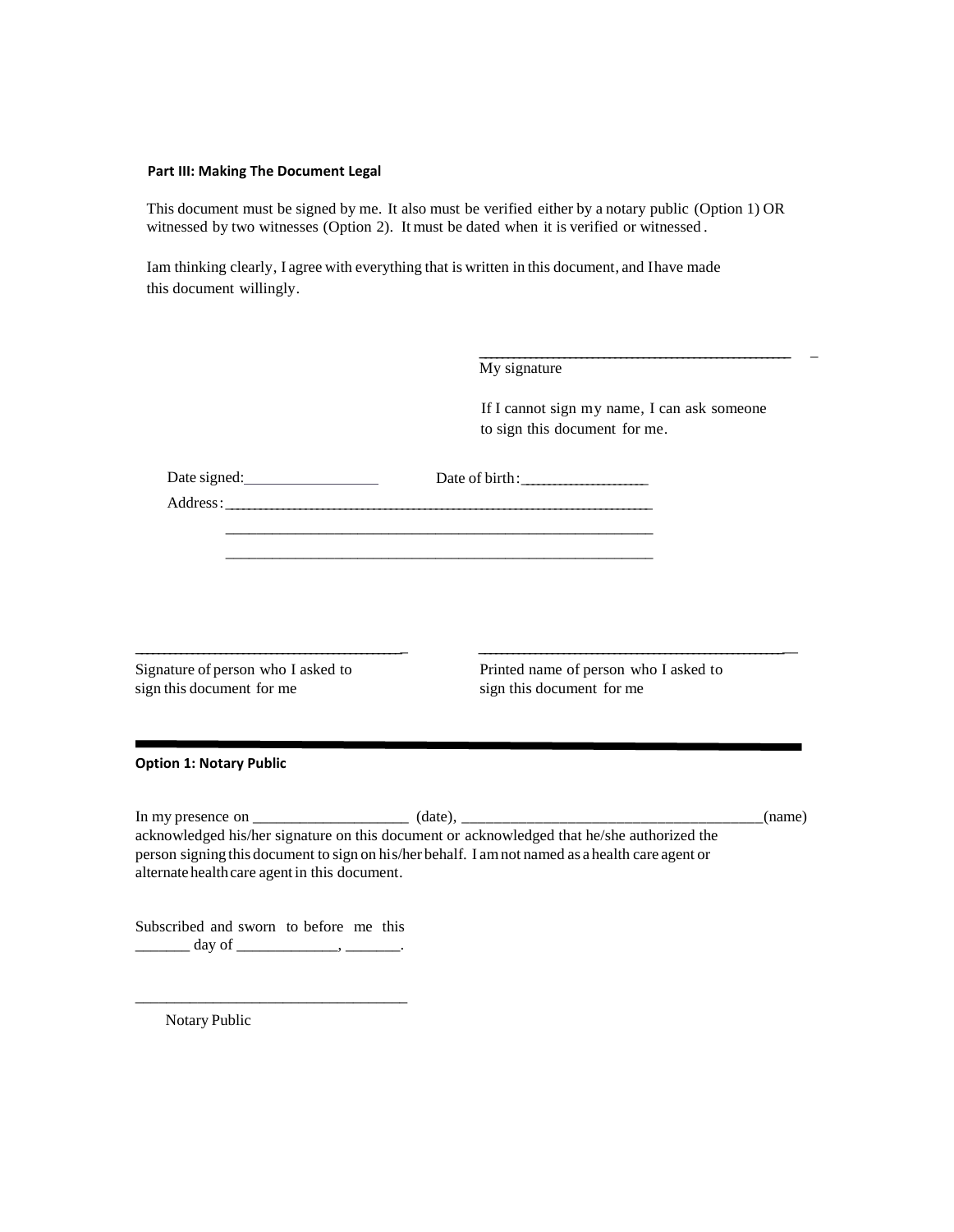**Part III: Making The Document Legal**

This document must be signed by me. It also must be verified either by a notary public (Option 1) OR witnessed by two witnesses (Option 2). It must be dated when it is verified or witnessed.

Iam thinking clearly, I agree with everything that is written in this document, and Ihave made this document willingly.

\_\_\_\_\_\_\_\_\_\_\_\_\_\_\_\_\_\_\_\_\_\_\_\_\_\_\_\_\_\_\_\_\_\_\_\_\_\_\_\_\_\_\_\_

My signature

If I cannot sign my name, I can ask someone to sign this document for me.

Date signed:\_\_\_\_\_\_\_\_\_\_\_\_\_\_\_\_\_\_ Date of birth:\_\_\_\_\_\_\_\_\_\_\_\_\_\_\_\_\_\_

Address:\_\_\_\_\_\_\_\_\_\_\_\_\_\_\_\_\_\_\_\_\_\_\_\_\_\_\_\_\_\_\_\_\_\_\_\_\_\_\_\_\_\_\_\_\_\_\_\_\_\_\_\_\_\_\_\_\_\_

\_\_\_\_\_\_\_\_\_\_\_\_\_\_\_\_\_\_\_\_\_\_\_\_\_\_\_\_\_\_\_\_\_\_\_\_\_\_\_\_\_\_\_\_\_\_\_\_\_\_\_\_\_\_\_\_\_\_

\_\_\_\_\_\_\_\_\_\_\_\_\_\_\_\_\_\_\_\_\_\_\_\_\_\_\_\_\_\_\_\_\_\_\_\_\_\_\_\_\_\_\_\_\_\_\_\_\_\_\_\_\_\_\_\_\_\_

\_\_\_\_\_\_\_\_\_\_\_\_\_\_\_\_\_\_\_\_\_\_\_\_\_\_\_\_\_\_\_\_\_\_\_\_\_\_\_\_

Signature of person who I asked to sign this document for me

\_\_\_\_\_\_\_\_\_\_\_\_\_\_\_\_\_\_\_\_\_\_\_\_\_\_\_\_\_\_\_\_\_\_\_\_\_\_\_\_\_\_\_\_

Printed name of person who I asked to sign this document for me

---

**Option 1: Notary Public**

In my presence on \_\_\_\_\_\_\_\_\_\_\_\_\_\_\_\_\_\_\_\_ (date), \_\_\_\_\_\_\_\_\_\_\_\_\_\_\_\_\_\_\_\_\_\_\_\_\_\_\_\_\_\_\_\_\_\_\_\_\_\_\_(name) acknowledged his/her signature on this document or acknowledged that he/she authorized the person signing this document to sign on his/her behalf. I am not named as a health care agent or alternate health care agent in this document.

Subscribed and sworn to before me this \_\_\_\_\_\_\_ day of \_\_\_\_\_\_\_\_\_\_\_\_\_, \_\_\_\_\_\_\_.

\_\_\_\_\_\_\_\_\_\_\_\_\_\_\_\_\_\_\_\_\_\_\_\_\_\_\_\_\_\_\_\_\_\_\_\_

Notary Public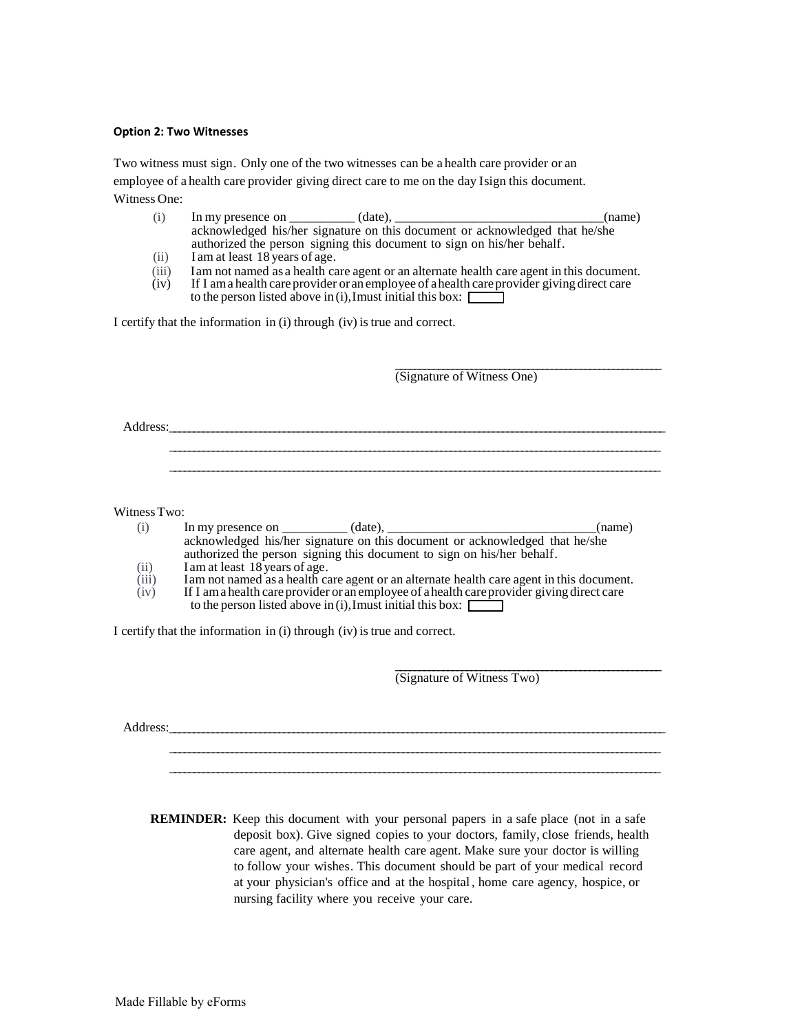**Option 2: Two Witnesses**

Two witness must sign. Only one of the two witnesses can be a health care provider or an employee of a health care provider giving direct care to me on the day I sign this document.

Witness One:

(i) In my presence on __________ (date), ________________________________(name) acknowledged his/her signature on this document or acknowledged that he/she authorized the person signing this document to sign on his/her behalf.

(ii) I am at least 18 years of age.

(iii) I am not named as a health care agent or an alternate health care agent in this document.

(iv) If I am a health care provider or an employee of a health care provider giving direct care to the person listed above in (i), I must initial this box: [ ]

I certify that the information in (i) through (iv) is true and correct.

_____________________________________________
(Signature of Witness One)

Address:_______________________________________________________________________________

_______________________________________________________________________________

_______________________________________________________________________________

Witness Two:

(i) In my presence on __________ (date), ________________________________(name) acknowledged his/her signature on this document or acknowledged that he/she authorized the person signing this document to sign on his/her behalf.

(ii) I am at least 18 years of age.

(iii) I am not named as a health care agent or an alternate health care agent in this document.

(iv) If I am a health care provider or an employee of a health care provider giving direct care to the person listed above in (i), I must initial this box: [ ]

I certify that the information in (i) through (iv) is true and correct.

_____________________________________________
(Signature of Witness Two)

Address:_______________________________________________________________________________

_______________________________________________________________________________

_______________________________________________________________________________

**REMINDER:** Keep this document with your personal papers in a safe place (not in a safe deposit box). Give signed copies to your doctors, family, close friends, health care agent, and alternate health care agent. Make sure your doctor is willing to follow your wishes. This document should be part of your medical record at your physician's office and at the hospital, home care agency, hospice, or nursing facility where you receive your care.